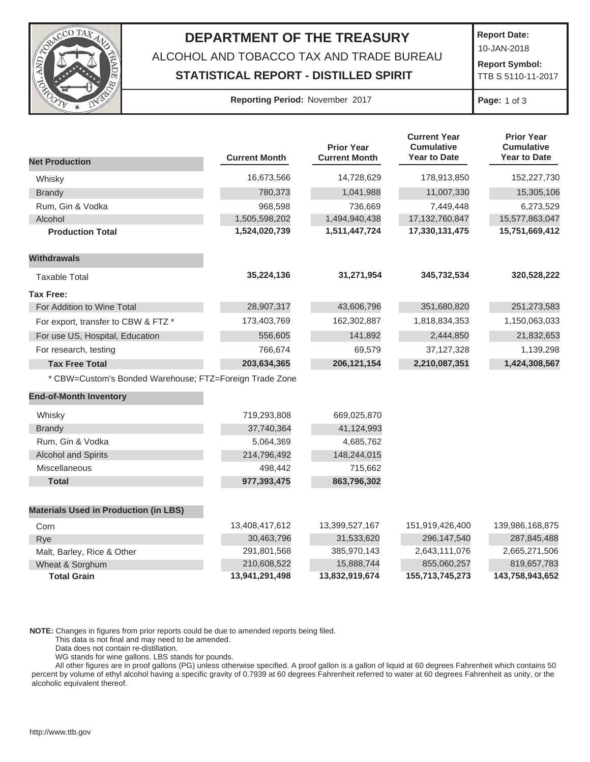# DEPARTMENT OF THE TREASURY

ALCOHOL AND TOBACCO TAX AND TRADE BUREAU

**STATISTICAL REPORT - DISTILLED SPIRIT**

**Report Date:** 10-JAN-2018

**Report Symbol:** TTB S 5110-11-2017

**Reporting Period:** November 2017

| Net Production | Current Month | Prior Year Current Month | Current Year Cumulative Year to Date | Prior Year Cumulative Year to Date |
|---|---|---|---|---|
| Whisky | 16,673,566 | 14,728,629 | 178,913,850 | 152,227,730 |
| Brandy | 780,373 | 1,041,988 | 11,007,330 | 15,305,106 |
| Rum, Gin & Vodka | 968,598 | 736,669 | 7,449,448 | 6,273,529 |
| Alcohol | 1,505,598,202 | 1,494,940,438 | 17,132,760,847 | 15,577,863,047 |
| **Production Total** | **1,524,020,739** | **1,511,447,724** | **17,330,131,475** | **15,751,669,412** |
| **Withdrawals** | | | | |
| Taxable Total | **35,224,136** | **31,271,954** | **345,732,534** | **320,528,222** |
| **Tax Free:** | | | | |
| For Addition to Wine Total | 28,907,317 | 43,606,796 | 351,680,820 | 251,273,583 |
| For export, transfer to CBW & FTZ * | 173,403,769 | 162,302,887 | 1,818,834,353 | 1,150,063,033 |
| For use US, Hospital, Education | 556,605 | 141,892 | 2,444,850 | 21,832,653 |
| For research, testing | 766,674 | 69,579 | 37,127,328 | 1,139,298 |
| **Tax Free Total** | **203,634,365** | **206,121,154** | **2,210,087,351** | **1,424,308,567** |

\* CBW=Custom's Bonded Warehouse; FTZ=Foreign Trade Zone

| End-of-Month Inventory | Current Month | Prior Year Current Month |
|---|---|---|
| Whisky | 719,293,808 | 669,025,870 |
| Brandy | 37,740,364 | 41,124,993 |
| Rum, Gin & Vodka | 5,064,369 | 4,685,762 |
| Alcohol and Spirits | 214,796,492 | 148,244,015 |
| Miscellaneous | 498,442 | 715,662 |
| **Total** | **977,393,475** | **863,796,302** |

| Materials Used in Production (in LBS) | Current Month | Prior Year Current Month | Current Year Cumulative Year to Date | Prior Year Cumulative Year to Date |
|---|---|---|---|---|
| Corn | 13,408,417,612 | 13,399,527,167 | 151,919,426,400 | 139,986,168,875 |
| Rye | 30,463,796 | 31,533,620 | 296,147,540 | 287,845,488 |
| Malt, Barley, Rice & Other | 291,801,568 | 385,970,143 | 2,643,111,076 | 2,665,271,506 |
| Wheat & Sorghum | 210,608,522 | 15,888,744 | 855,060,257 | 819,657,783 |
| **Total Grain** | **13,941,291,498** | **13,832,919,674** | **155,713,745,273** | **143,758,943,652** |

**NOTE:** Changes in figures from prior reports could be due to amended reports being filed.
This data is not final and may need to be amended.
Data does not contain re-distillation.
WG stands for wine gallons. LBS stands for pounds.
All other figures are in proof gallons (PG) unless otherwise specified. A proof gallon is a gallon of liquid at 60 degrees Fahrenheit which contains 50 percent by volume of ethyl alcohol having a specific gravity of 0.7939 at 60 degrees Fahrenheit referred to water at 60 degrees Fahrenheit as unity, or the alcoholic equivalent thereof.

http://www.ttb.gov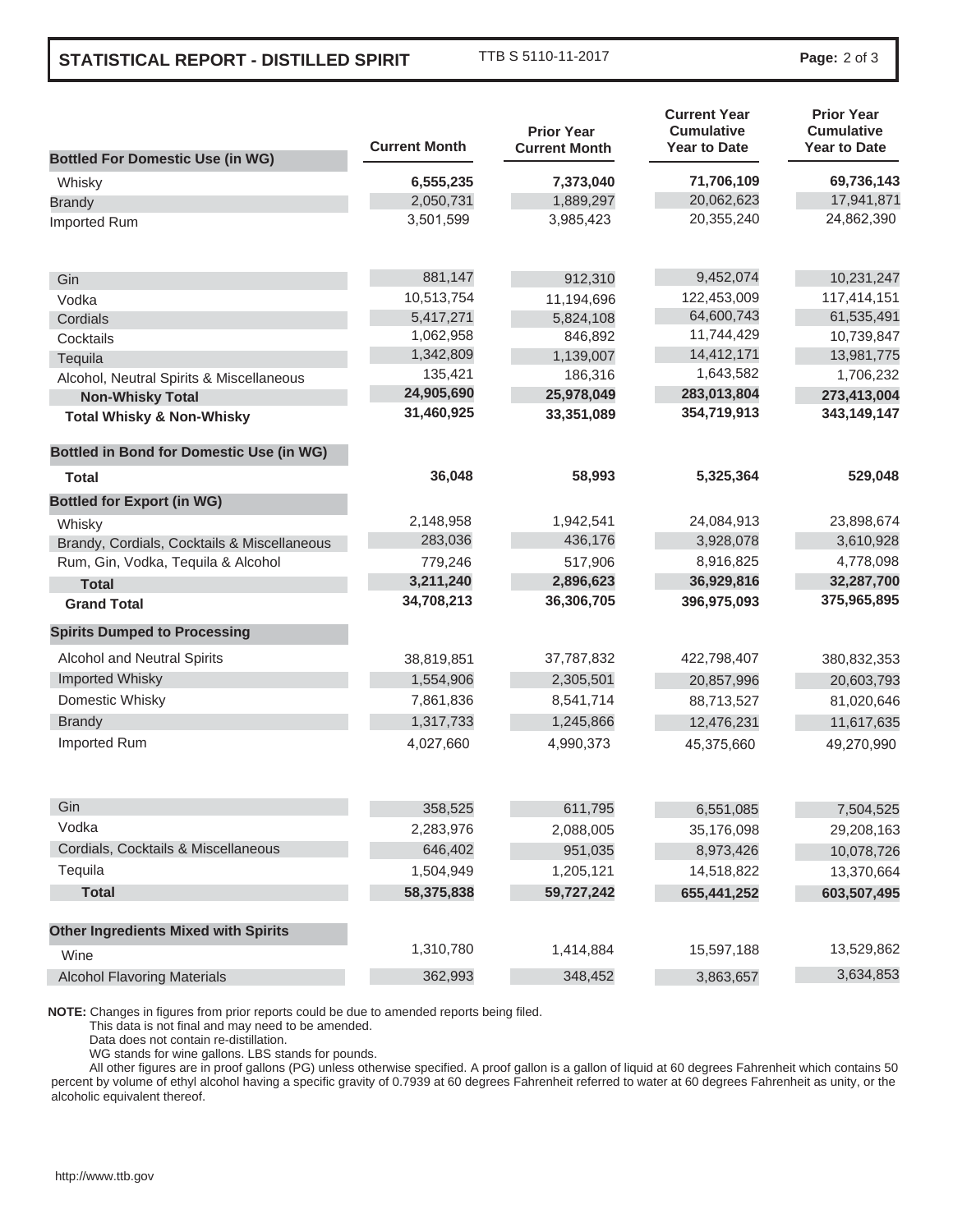# STATISTICAL REPORT - DISTILLED SPIRIT

TTB S 5110-11-2017

| Bottled For Domestic Use (in WG) | Current Month | Prior Year Current Month | Current Year Cumulative Year to Date | Prior Year Cumulative Year to Date |
|---|---|---|---|---|
| Whisky | **6,555,235** | **7,373,040** | **71,706,109** | **69,736,143** |
| Brandy | 2,050,731 | 1,889,297 | 20,062,623 | 17,941,871 |
| Imported Rum | 3,501,599 | 3,985,423 | 20,355,240 | 24,862,390 |
| Gin | 881,147 | 912,310 | 9,452,074 | 10,231,247 |
| Vodka | 10,513,754 | 11,194,696 | 122,453,009 | 117,414,151 |
| Cordials | 5,417,271 | 5,824,108 | 64,600,743 | 61,535,491 |
| Cocktails | 1,062,958 | 846,892 | 11,744,429 | 10,739,847 |
| Tequila | 1,342,809 | 1,139,007 | 14,412,171 | 13,981,775 |
| Alcohol, Neutral Spirits & Miscellaneous | 135,421 | 186,316 | 1,643,582 | 1,706,232 |
| **Non-Whisky Total** | **24,905,690** | **25,978,049** | **283,013,804** | **273,413,004** |
| **Total Whisky & Non-Whisky** | **31,460,925** | **33,351,089** | **354,719,913** | **343,149,147** |
| **Bottled in Bond for Domestic Use (in WG)** | | | | |
| **Total** | **36,048** | **58,993** | **5,325,364** | **529,048** |
| **Bottled for Export (in WG)** | | | | |
| Whisky | 2,148,958 | 1,942,541 | 24,084,913 | 23,898,674 |
| Brandy, Cordials, Cocktails & Miscellaneous | 283,036 | 436,176 | 3,928,078 | 3,610,928 |
| Rum, Gin, Vodka, Tequila & Alcohol | 779,246 | 517,906 | 8,916,825 | 4,778,098 |
| **Total** | **3,211,240** | **2,896,623** | **36,929,816** | **32,287,700** |
| **Grand Total** | **34,708,213** | **36,306,705** | **396,975,093** | **375,965,895** |
| **Spirits Dumped to Processing** | | | | |
| Alcohol and Neutral Spirits | 38,819,851 | 37,787,832 | 422,798,407 | 380,832,353 |
| Imported Whisky | 1,554,906 | 2,305,501 | 20,857,996 | 20,603,793 |
| Domestic Whisky | 7,861,836 | 8,541,714 | 88,713,527 | 81,020,646 |
| Brandy | 1,317,733 | 1,245,866 | 12,476,231 | 11,617,635 |
| Imported Rum | 4,027,660 | 4,990,373 | 45,375,660 | 49,270,990 |
| Gin | 358,525 | 611,795 | 6,551,085 | 7,504,525 |
| Vodka | 2,283,976 | 2,088,005 | 35,176,098 | 29,208,163 |
| Cordials, Cocktails & Miscellaneous | 646,402 | 951,035 | 8,973,426 | 10,078,726 |
| Tequila | 1,504,949 | 1,205,121 | 14,518,822 | 13,370,664 |
| **Total** | **58,375,838** | **59,727,242** | **655,441,252** | **603,507,495** |
| **Other Ingredients Mixed with Spirits** | | | | |
| Wine | 1,310,780 | 1,414,884 | 15,597,188 | 13,529,862 |
| Alcohol Flavoring Materials | 362,993 | 348,452 | 3,863,657 | 3,634,853 |

**NOTE:** Changes in figures from prior reports could be due to amended reports being filed.
This data is not final and may need to be amended.
Data does not contain re-distillation.
WG stands for wine gallons. LBS stands for pounds.
All other figures are in proof gallons (PG) unless otherwise specified. A proof gallon is a gallon of liquid at 60 degrees Fahrenheit which contains 50 percent by volume of ethyl alcohol having a specific gravity of 0.7939 at 60 degrees Fahrenheit referred to water at 60 degrees Fahrenheit as unity, or the alcoholic equivalent thereof.

http://www.ttb.gov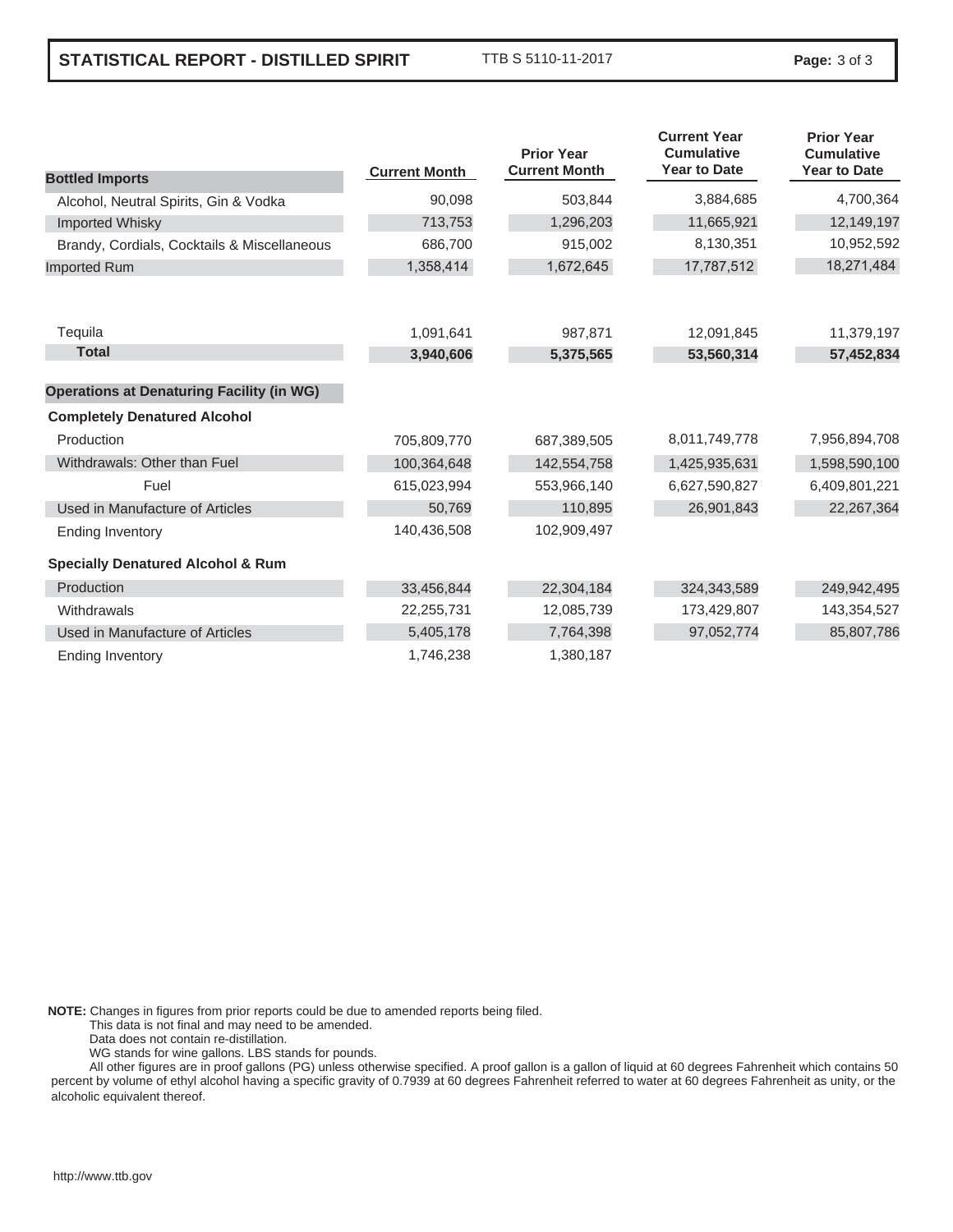## STATISTICAL REPORT - DISTILLED SPIRIT

TTB S 5110-11-2017

| Bottled Imports | Current Month | Prior Year Current Month | Current Year Cumulative Year to Date | Prior Year Cumulative Year to Date |
|---|---|---|---|---|
| Alcohol, Neutral Spirits, Gin & Vodka | 90,098 | 503,844 | 3,884,685 | 4,700,364 |
| Imported Whisky | 713,753 | 1,296,203 | 11,665,921 | 12,149,197 |
| Brandy, Cordials, Cocktails & Miscellaneous | 686,700 | 915,002 | 8,130,351 | 10,952,592 |
| Imported Rum | 1,358,414 | 1,672,645 | 17,787,512 | 18,271,484 |
| Tequila | 1,091,641 | 987,871 | 12,091,845 | 11,379,197 |
| **Total** | **3,940,606** | **5,375,565** | **53,560,314** | **57,452,834** |
| **Operations at Denaturing Facility (in WG)** | | | | |
| **Completely Denatured Alcohol** | | | | |
| Production | 705,809,770 | 687,389,505 | 8,011,749,778 | 7,956,894,708 |
| Withdrawals: Other than Fuel | 100,364,648 | 142,554,758 | 1,425,935,631 | 1,598,590,100 |
| Fuel | 615,023,994 | 553,966,140 | 6,627,590,827 | 6,409,801,221 |
| Used in Manufacture of Articles | 50,769 | 110,895 | 26,901,843 | 22,267,364 |
| Ending Inventory | 140,436,508 | 102,909,497 | | |
| **Specially Denatured Alcohol & Rum** | | | | |
| Production | 33,456,844 | 22,304,184 | 324,343,589 | 249,942,495 |
| Withdrawals | 22,255,731 | 12,085,739 | 173,429,807 | 143,354,527 |
| Used in Manufacture of Articles | 5,405,178 | 7,764,398 | 97,052,774 | 85,807,786 |
| Ending Inventory | 1,746,238 | 1,380,187 | | |

**NOTE:** Changes in figures from prior reports could be due to amended reports being filed.
This data is not final and may need to be amended.
Data does not contain re-distillation.
WG stands for wine gallons. LBS stands for pounds.
All other figures are in proof gallons (PG) unless otherwise specified. A proof gallon is a gallon of liquid at 60 degrees Fahrenheit which contains 50 percent by volume of ethyl alcohol having a specific gravity of 0.7939 at 60 degrees Fahrenheit referred to water at 60 degrees Fahrenheit as unity, or the alcoholic equivalent thereof.

http://www.ttb.gov